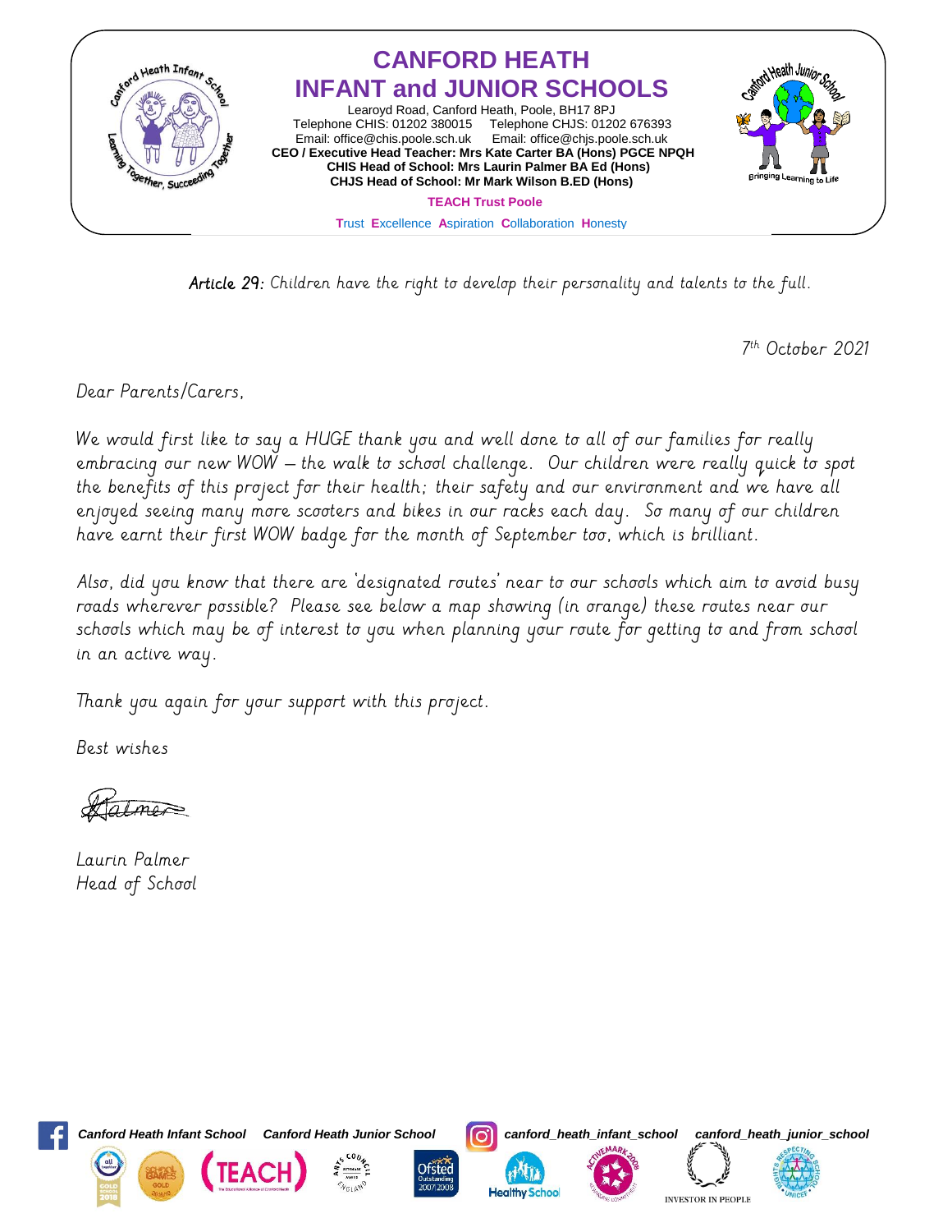# CANFORD HEATH INFANT and JUNIOR SCHOOLS

Learoyd Road, Canford Heath, Poole, BH17 8PJ
Telephone CHIS: 01202 380015 Telephone CHJS: 01202 676393
Email: office@chis.poole.sch.uk Email: office@chjs.poole.sch.uk
**CEO / Executive Head Teacher: Mrs Kate Carter BA (Hons) PGCE NPQH**
**CHIS Head of School: Mrs Laurin Palmer BA Ed (Hons)**
**CHJS Head of School: Mr Mark Wilson B.ED (Hons)**

**TEACH Trust Poole**

Trust Excellence Aspiration Collaboration Honesty

*Article 29: Children have the right to develop their personality and talents to the full.*

7th October 2021

Dear Parents/Carers,

We would first like to say a HUGE thank you and well done to all of our families for really embracing our new WOW – the walk to school challenge. Our children were really quick to spot the benefits of this project for their health; their safety and our environment and we have all enjoyed seeing many more scooters and bikes in our racks each day. So many of our children have earnt their first WOW badge for the month of September too, which is brilliant.

Also, did you know that there are 'designated routes' near to our schools which aim to avoid busy roads wherever possible? Please see below a map showing (in orange) these routes near our schools which may be of interest to you when planning your route for getting to and from school in an active way.

Thank you again for your support with this project.

Best wishes

Laurin Palmer
Head of School

Canford Heath Infant School Canford Heath Junior School canford_heath_infant_school canford_heath_junior_school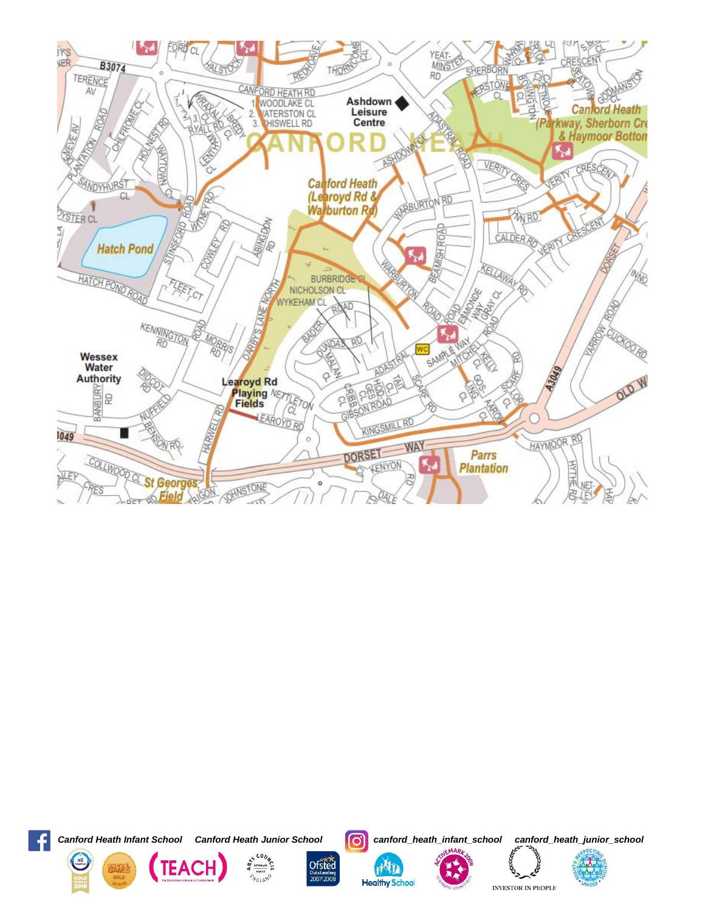Canford Heath Infant School Canford Heath Junior School canford_heath_infant_school canford_heath_junior_school